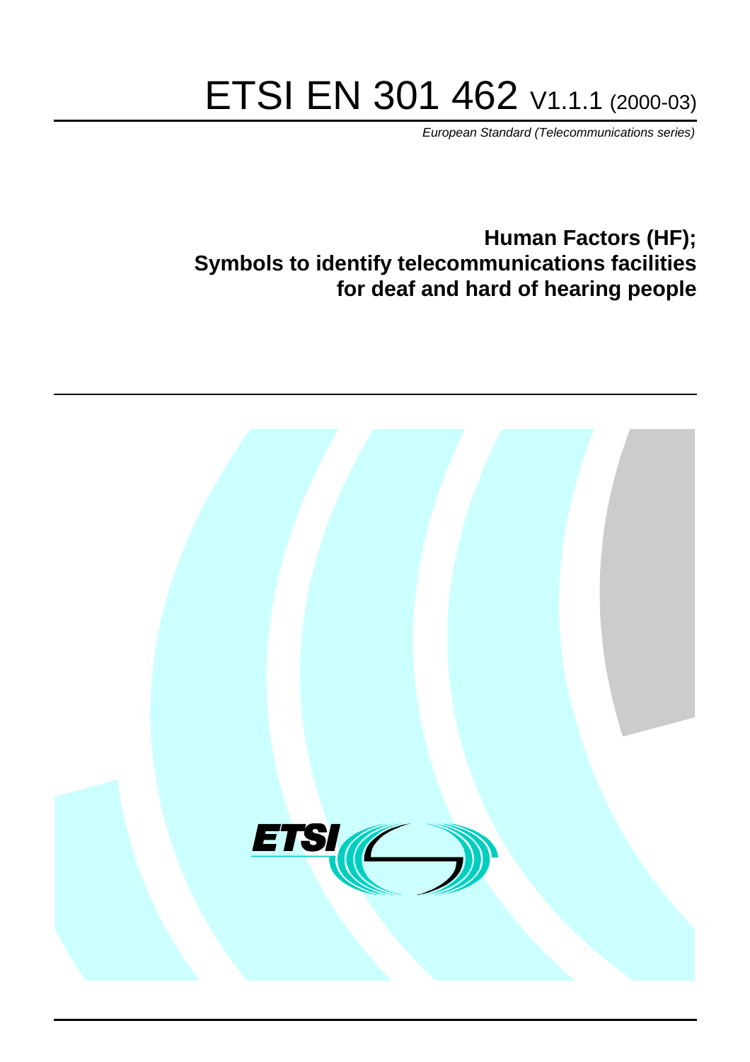# ETSI EN 301 462 V1.1.1 (2000-03)

*European Standard (Telecommunications series)*

## Human Factors (HF); Symbols to identify telecommunications facilities for deaf and hard of hearing people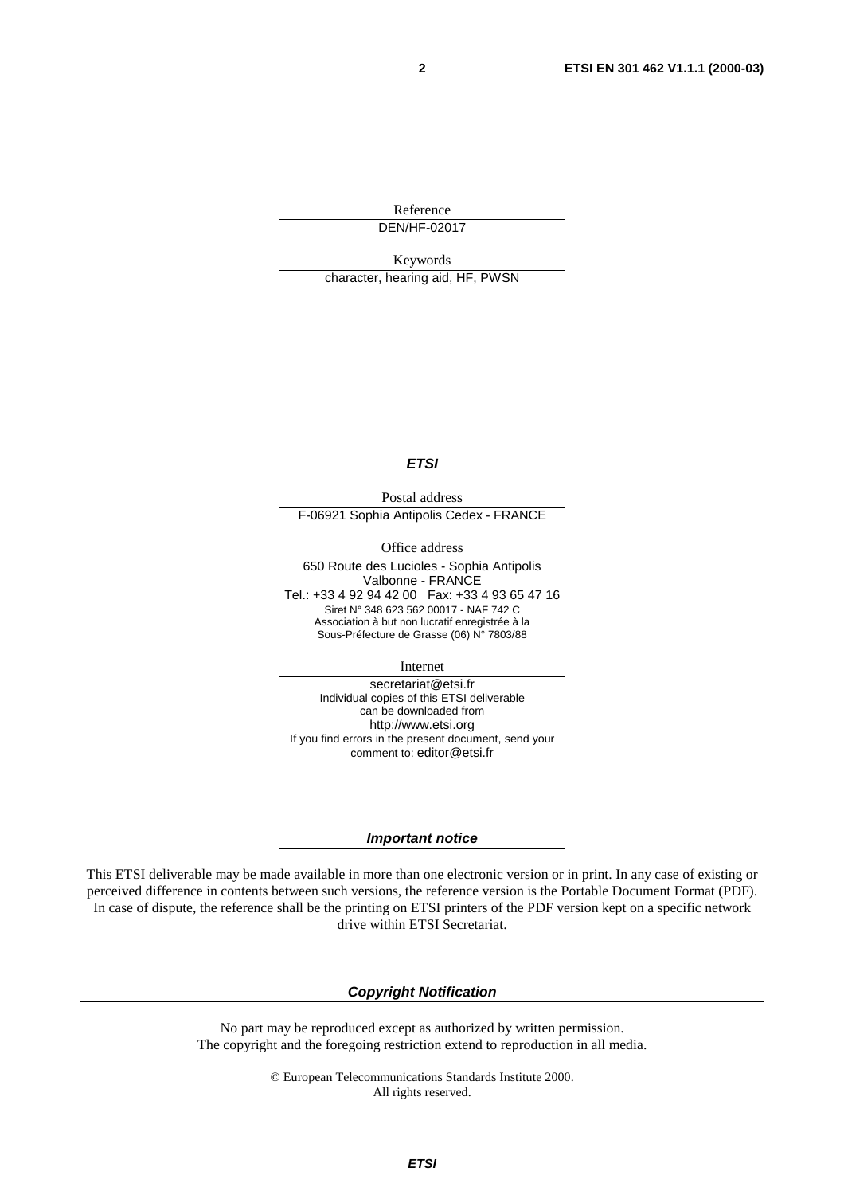Reference

DEN/HF-02017

Keywords

character, hearing aid, HF, PWSN

***ETSI***

Postal address

F-06921 Sophia Antipolis Cedex - FRANCE

Office address

650 Route des Lucioles - Sophia Antipolis
Valbonne - FRANCE
Tel.: +33 4 92 94 42 00 Fax: +33 4 93 65 47 16
Siret N° 348 623 562 00017 - NAF 742 C
Association à but non lucratif enregistrée à la
Sous-Préfecture de Grasse (06) N° 7803/88

Internet

secretariat@etsi.fr
Individual copies of this ETSI deliverable
can be downloaded from
http://www.etsi.org
If you find errors in the present document, send your
comment to: editor@etsi.fr

***Important notice***

This ETSI deliverable may be made available in more than one electronic version or in print. In any case of existing or perceived difference in contents between such versions, the reference version is the Portable Document Format (PDF). In case of dispute, the reference shall be the printing on ETSI printers of the PDF version kept on a specific network drive within ETSI Secretariat.

***Copyright Notification***

No part may be reproduced except as authorized by written permission.
The copyright and the foregoing restriction extend to reproduction in all media.

© European Telecommunications Standards Institute 2000.
All rights reserved.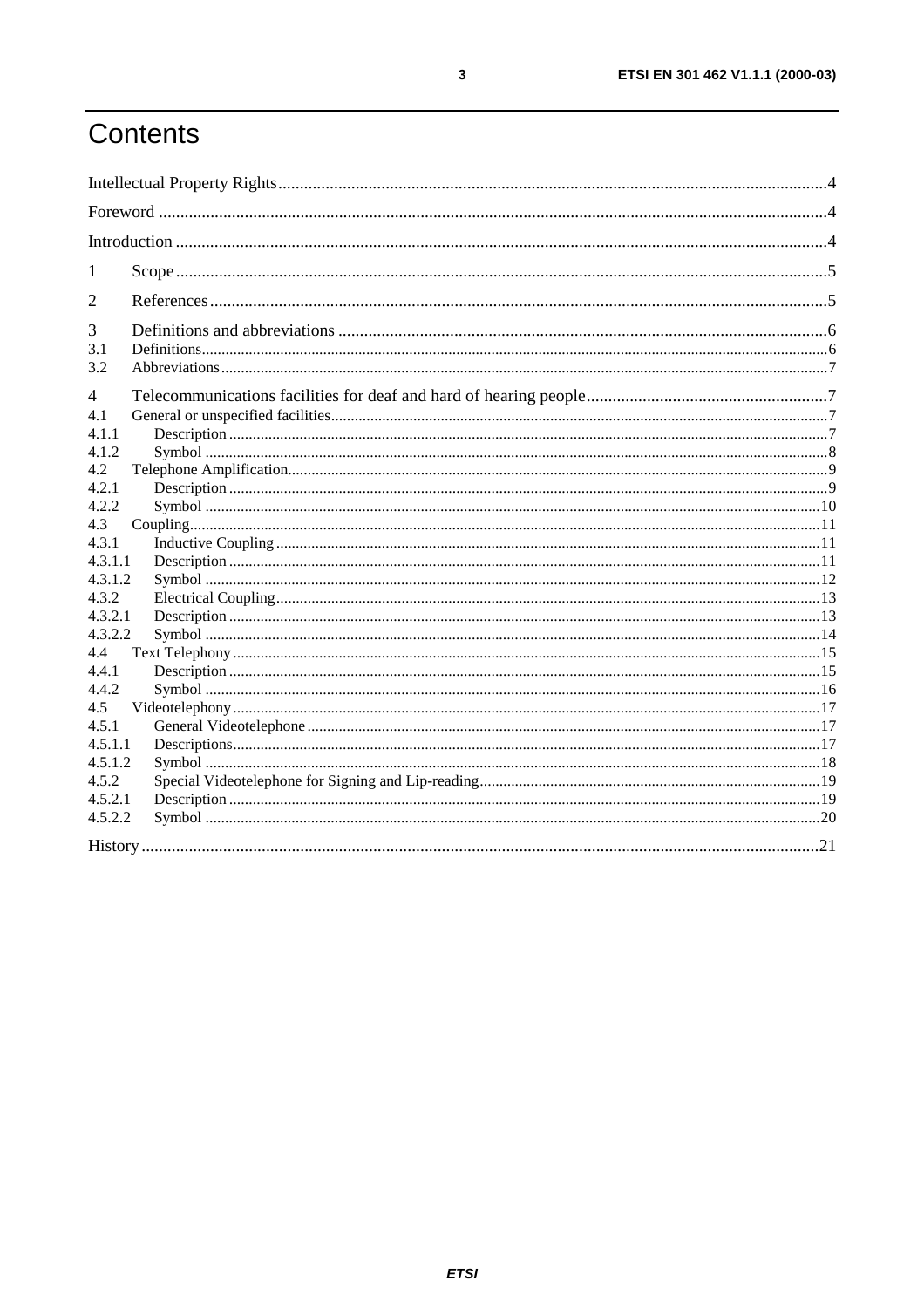# Contents

Intellectual Property Rights....................4

Foreword....................4

Introduction....................4

1 Scope....................5

2 References....................5

3 Definitions and abbreviations....................6
- 3.1 Definitions....................6
- 3.2 Abbreviations....................7

4 Telecommunications facilities for deaf and hard of hearing people....................7
- 4.1 General or unspecified facilities....................7
  - 4.1.1 Description....................7
  - 4.1.2 Symbol....................8
- 4.2 Telephone Amplification....................9
  - 4.2.1 Description....................9
  - 4.2.2 Symbol....................10
- 4.3 Coupling....................11
  - 4.3.1 Inductive Coupling....................11
    - 4.3.1.1 Description....................11
    - 4.3.1.2 Symbol....................12
  - 4.3.2 Electrical Coupling....................13
    - 4.3.2.1 Description....................13
    - 4.3.2.2 Symbol....................14
- 4.4 Text Telephony....................15
  - 4.4.1 Description....................15
  - 4.4.2 Symbol....................16
- 4.5 Videotelephony....................17
  - 4.5.1 General Videotelephone....................17
    - 4.5.1.1 Descriptions....................17
    - 4.5.1.2 Symbol....................18
  - 4.5.2 Special Videotelephone for Signing and Lip-reading....................19
    - 4.5.2.1 Description....................19
    - 4.5.2.2 Symbol....................20

History....................21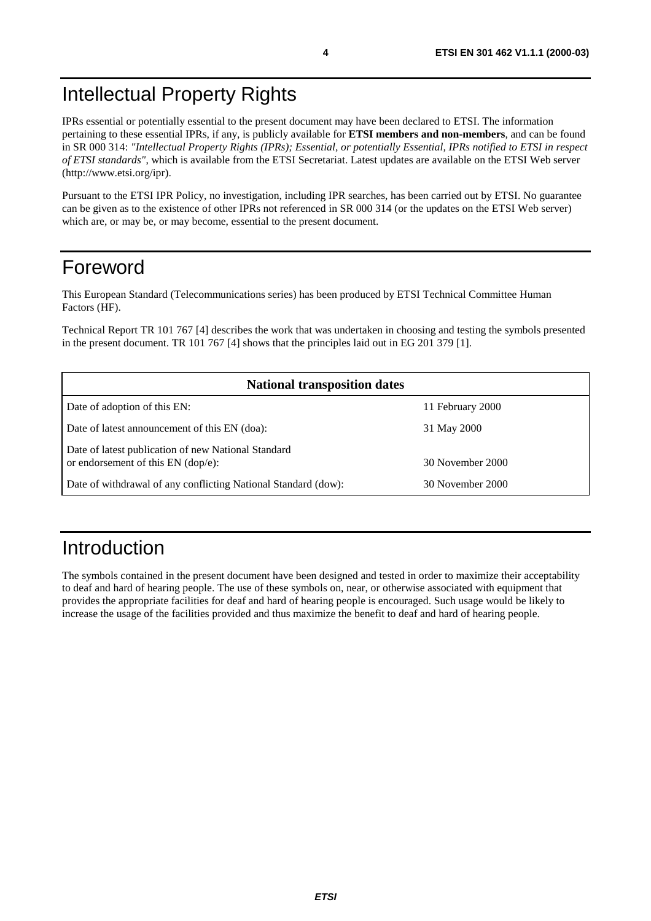# Intellectual Property Rights

IPRs essential or potentially essential to the present document may have been declared to ETSI. The information pertaining to these essential IPRs, if any, is publicly available for **ETSI members and non-members**, and can be found in SR 000 314: *"Intellectual Property Rights (IPRs); Essential, or potentially Essential, IPRs notified to ETSI in respect of ETSI standards"*, which is available from the ETSI Secretariat. Latest updates are available on the ETSI Web server (http://www.etsi.org/ipr).

Pursuant to the ETSI IPR Policy, no investigation, including IPR searches, has been carried out by ETSI. No guarantee can be given as to the existence of other IPRs not referenced in SR 000 314 (or the updates on the ETSI Web server) which are, or may be, or may become, essential to the present document.

# Foreword

This European Standard (Telecommunications series) has been produced by ETSI Technical Committee Human Factors (HF).

Technical Report TR 101 767 [4] describes the work that was undertaken in choosing and testing the symbols presented in the present document. TR 101 767 [4] shows that the principles laid out in EG 201 379 [1].

| **National transposition dates** | |
|---|---|
| Date of adoption of this EN: | 11 February 2000 |
| Date of latest announcement of this EN (doa): | 31 May 2000 |
| Date of latest publication of new National Standard or endorsement of this EN (dop/e): | 30 November 2000 |
| Date of withdrawal of any conflicting National Standard (dow): | 30 November 2000 |

# Introduction

The symbols contained in the present document have been designed and tested in order to maximize their acceptability to deaf and hard of hearing people. The use of these symbols on, near, or otherwise associated with equipment that provides the appropriate facilities for deaf and hard of hearing people is encouraged. Such usage would be likely to increase the usage of the facilities provided and thus maximize the benefit to deaf and hard of hearing people.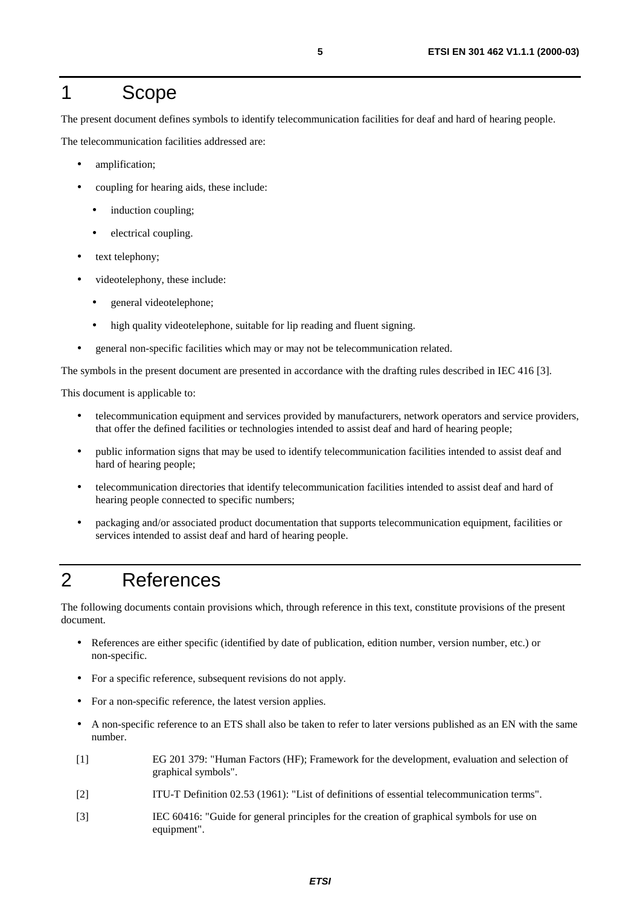# 1 Scope

The present document defines symbols to identify telecommunication facilities for deaf and hard of hearing people.

The telecommunication facilities addressed are:

- amplification;
- coupling for hearing aids, these include:
  - induction coupling;
  - electrical coupling.
- text telephony;
- videotelephony, these include:
  - general videotelephone;
  - high quality videotelephone, suitable for lip reading and fluent signing.
- general non-specific facilities which may or may not be telecommunication related.

The symbols in the present document are presented in accordance with the drafting rules described in IEC 416 [3].

This document is applicable to:

- telecommunication equipment and services provided by manufacturers, network operators and service providers, that offer the defined facilities or technologies intended to assist deaf and hard of hearing people;
- public information signs that may be used to identify telecommunication facilities intended to assist deaf and hard of hearing people;
- telecommunication directories that identify telecommunication facilities intended to assist deaf and hard of hearing people connected to specific numbers;
- packaging and/or associated product documentation that supports telecommunication equipment, facilities or services intended to assist deaf and hard of hearing people.

# 2 References

The following documents contain provisions which, through reference in this text, constitute provisions of the present document.

- References are either specific (identified by date of publication, edition number, version number, etc.) or non-specific.
- For a specific reference, subsequent revisions do not apply.
- For a non-specific reference, the latest version applies.
- A non-specific reference to an ETS shall also be taken to refer to later versions published as an EN with the same number.

[1] EG 201 379: "Human Factors (HF); Framework for the development, evaluation and selection of graphical symbols".

[2] ITU-T Definition 02.53 (1961): "List of definitions of essential telecommunication terms".

[3] IEC 60416: "Guide for general principles for the creation of graphical symbols for use on equipment".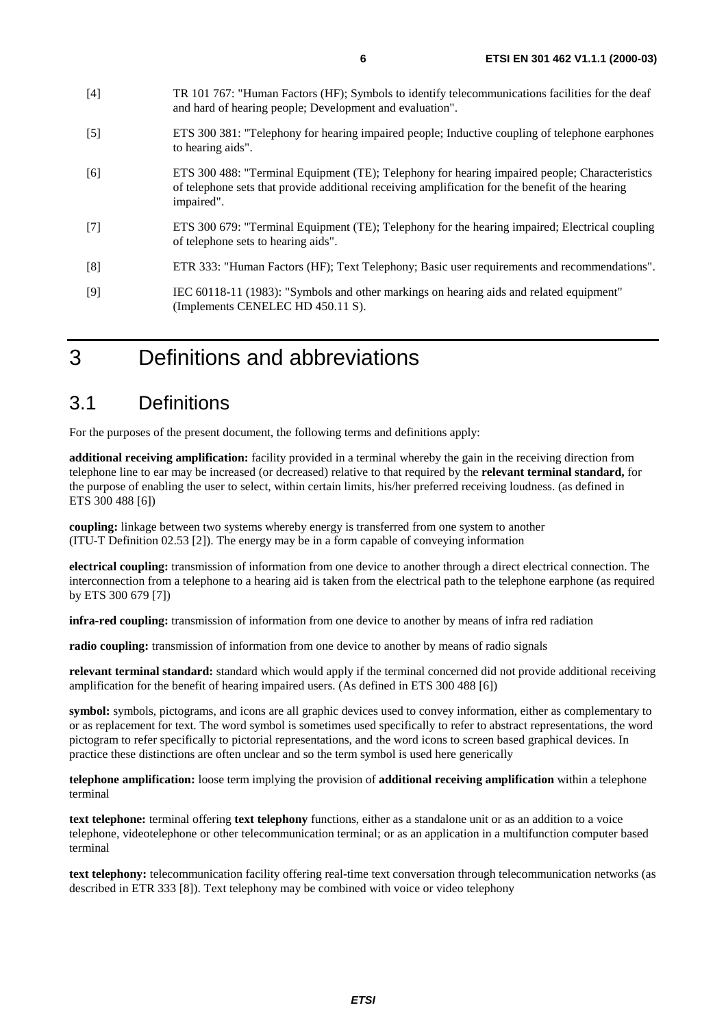[4] TR 101 767: "Human Factors (HF); Symbols to identify telecommunications facilities for the deaf and hard of hearing people; Development and evaluation".

[5] ETS 300 381: "Telephony for hearing impaired people; Inductive coupling of telephone earphones to hearing aids".

[6] ETS 300 488: "Terminal Equipment (TE); Telephony for hearing impaired people; Characteristics of telephone sets that provide additional receiving amplification for the benefit of the hearing impaired".

[7] ETS 300 679: "Terminal Equipment (TE); Telephony for the hearing impaired; Electrical coupling of telephone sets to hearing aids".

[8] ETR 333: "Human Factors (HF); Text Telephony; Basic user requirements and recommendations".

[9] IEC 60118-11 (1983): "Symbols and other markings on hearing aids and related equipment" (Implements CENELEC HD 450.11 S).

# 3 Definitions and abbreviations

## 3.1 Definitions

For the purposes of the present document, the following terms and definitions apply:

**additional receiving amplification:** facility provided in a terminal whereby the gain in the receiving direction from telephone line to ear may be increased (or decreased) relative to that required by the **relevant terminal standard,** for the purpose of enabling the user to select, within certain limits, his/her preferred receiving loudness. (as defined in ETS 300 488 [6])

**coupling:** linkage between two systems whereby energy is transferred from one system to another (ITU-T Definition 02.53 [2]). The energy may be in a form capable of conveying information

**electrical coupling:** transmission of information from one device to another through a direct electrical connection. The interconnection from a telephone to a hearing aid is taken from the electrical path to the telephone earphone (as required by ETS 300 679 [7])

**infra-red coupling:** transmission of information from one device to another by means of infra red radiation

**radio coupling:** transmission of information from one device to another by means of radio signals

**relevant terminal standard:** standard which would apply if the terminal concerned did not provide additional receiving amplification for the benefit of hearing impaired users. (As defined in ETS 300 488 [6])

**symbol:** symbols, pictograms, and icons are all graphic devices used to convey information, either as complementary to or as replacement for text. The word symbol is sometimes used specifically to refer to abstract representations, the word pictogram to refer specifically to pictorial representations, and the word icons to screen based graphical devices. In practice these distinctions are often unclear and so the term symbol is used here generically

**telephone amplification:** loose term implying the provision of **additional receiving amplification** within a telephone terminal

**text telephone:** terminal offering **text telephony** functions, either as a standalone unit or as an addition to a voice telephone, videotelephone or other telecommunication terminal; or as an application in a multifunction computer based terminal

**text telephony:** telecommunication facility offering real-time text conversation through telecommunication networks (as described in ETR 333 [8]). Text telephony may be combined with voice or video telephony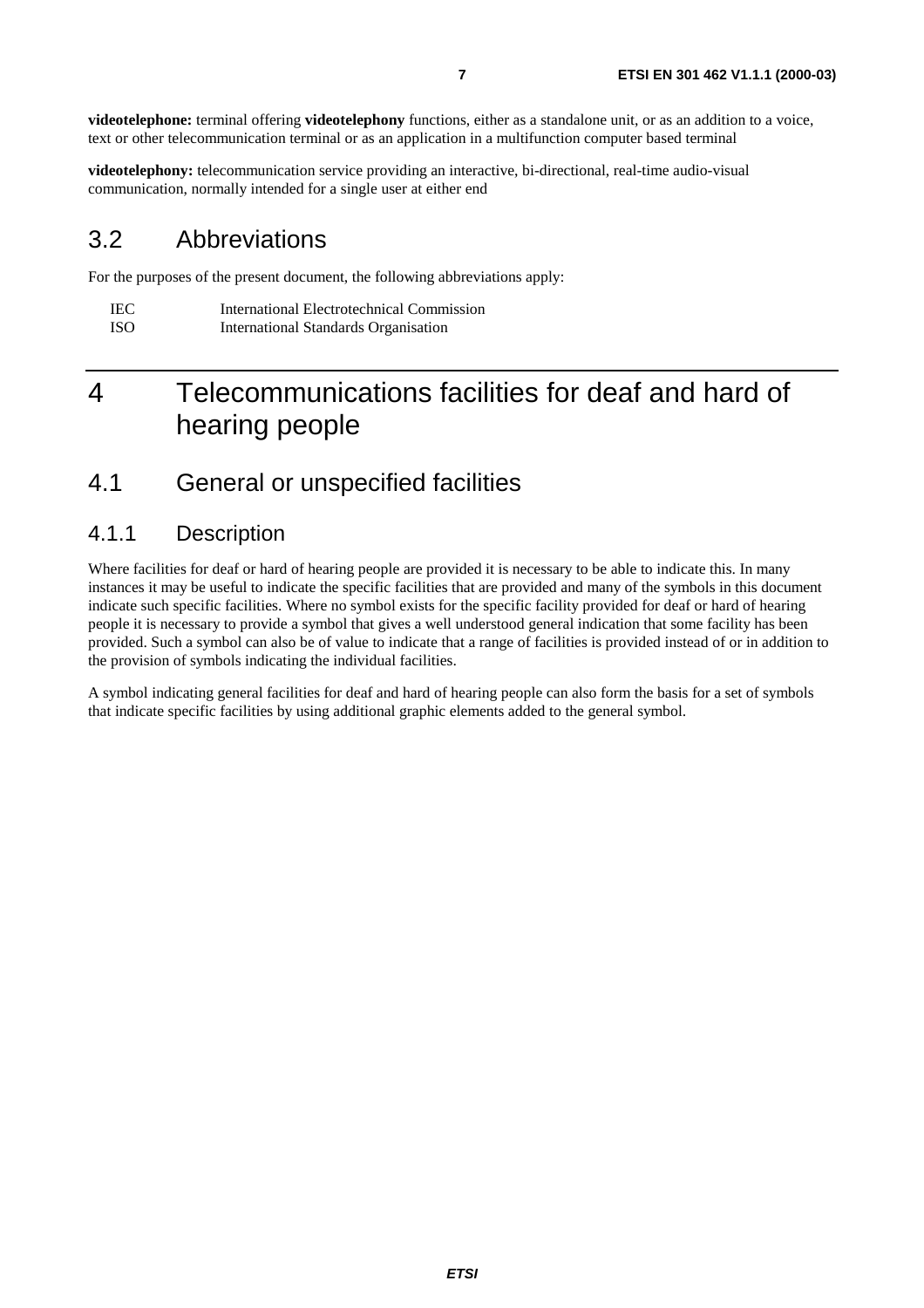**videotelephone:** terminal offering **videotelephony** functions, either as a standalone unit, or as an addition to a voice, text or other telecommunication terminal or as an application in a multifunction computer based terminal

**videotelephony:** telecommunication service providing an interactive, bi-directional, real-time audio-visual communication, normally intended for a single user at either end

## 3.2 Abbreviations

For the purposes of the present document, the following abbreviations apply:

| | |
|---|---|
| IEC | International Electrotechnical Commission |
| ISO | International Standards Organisation |

# 4 Telecommunications facilities for deaf and hard of hearing people

## 4.1 General or unspecified facilities

### 4.1.1 Description

Where facilities for deaf or hard of hearing people are provided it is necessary to be able to indicate this. In many instances it may be useful to indicate the specific facilities that are provided and many of the symbols in this document indicate such specific facilities. Where no symbol exists for the specific facility provided for deaf or hard of hearing people it is necessary to provide a symbol that gives a well understood general indication that some facility has been provided. Such a symbol can also be of value to indicate that a range of facilities is provided instead of or in addition to the provision of symbols indicating the individual facilities.

A symbol indicating general facilities for deaf and hard of hearing people can also form the basis for a set of symbols that indicate specific facilities by using additional graphic elements added to the general symbol.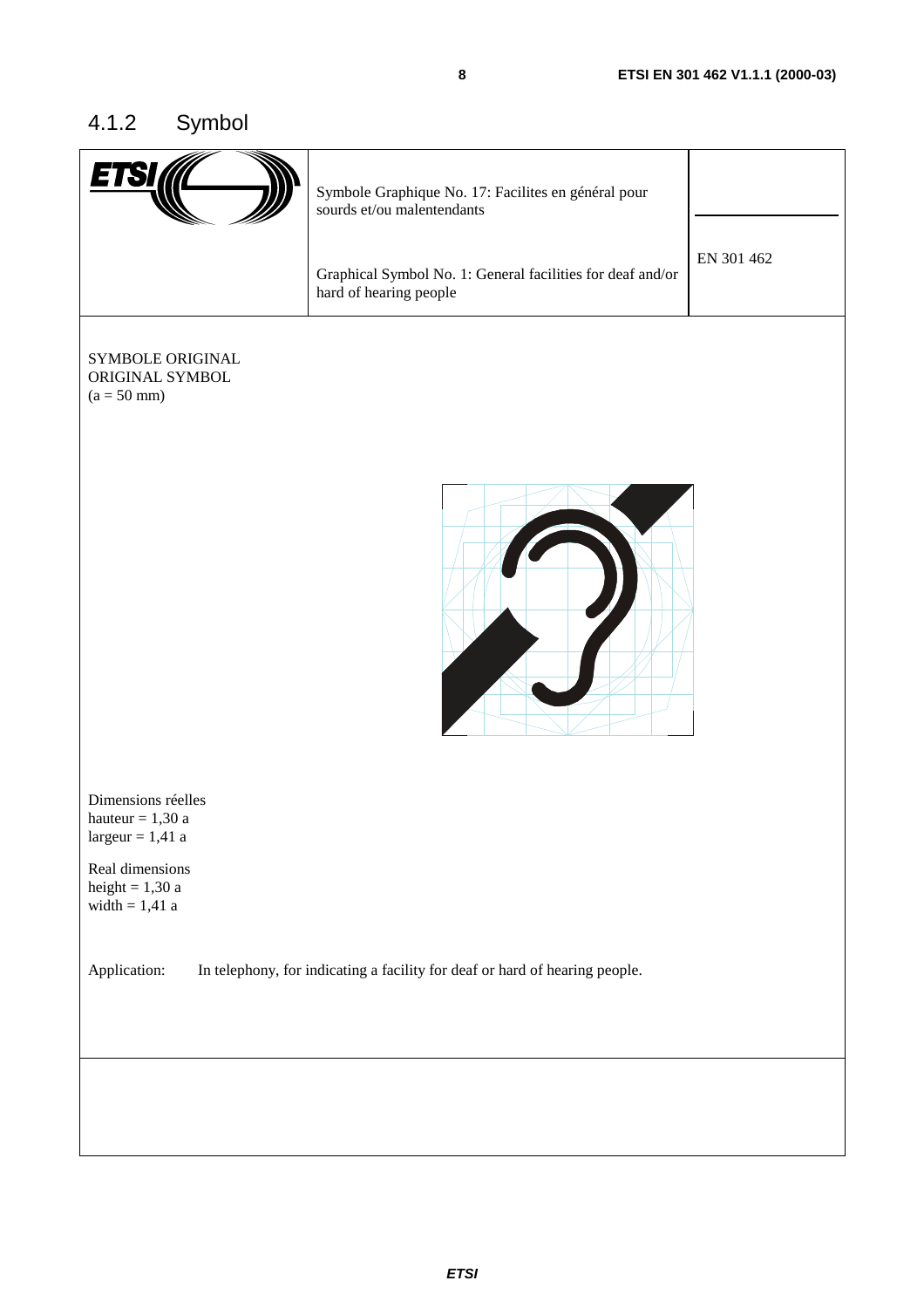### 4.1.2 Symbol

| ETSI | Symbole Graphique No. 17: Facilites en général pour sourds et/ou malentendants<br><br>Graphical Symbol No. 1: General facilities for deaf and/or hard of hearing people | EN 301 462 |
|---|---|---|

SYMBOLE ORIGINAL
ORIGINAL SYMBOL
(a = 50 mm)

Dimensions réelles
hauteur = 1,30 a
largeur = 1,41 a

Real dimensions
height = 1,30 a
width = 1,41 a

Application: In telephony, for indicating a facility for deaf or hard of hearing people.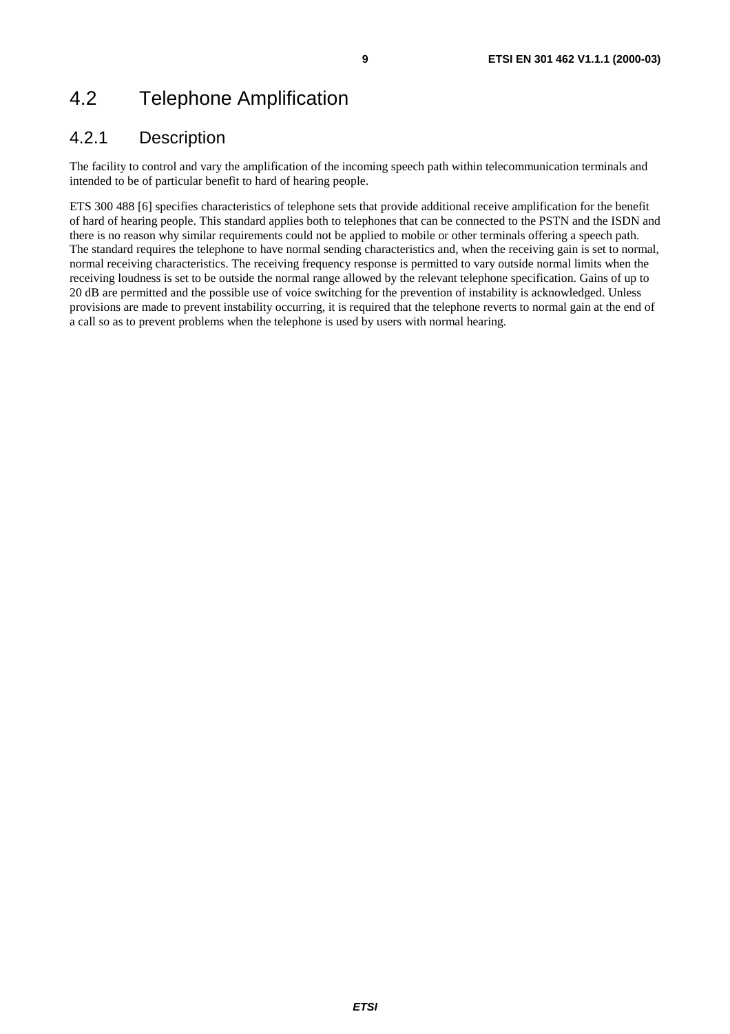## 4.2 Telephone Amplification

### 4.2.1 Description

The facility to control and vary the amplification of the incoming speech path within telecommunication terminals and intended to be of particular benefit to hard of hearing people.

ETS 300 488 [6] specifies characteristics of telephone sets that provide additional receive amplification for the benefit of hard of hearing people. This standard applies both to telephones that can be connected to the PSTN and the ISDN and there is no reason why similar requirements could not be applied to mobile or other terminals offering a speech path. The standard requires the telephone to have normal sending characteristics and, when the receiving gain is set to normal, normal receiving characteristics. The receiving frequency response is permitted to vary outside normal limits when the receiving loudness is set to be outside the normal range allowed by the relevant telephone specification. Gains of up to 20 dB are permitted and the possible use of voice switching for the prevention of instability is acknowledged. Unless provisions are made to prevent instability occurring, it is required that the telephone reverts to normal gain at the end of a call so as to prevent problems when the telephone is used by users with normal hearing.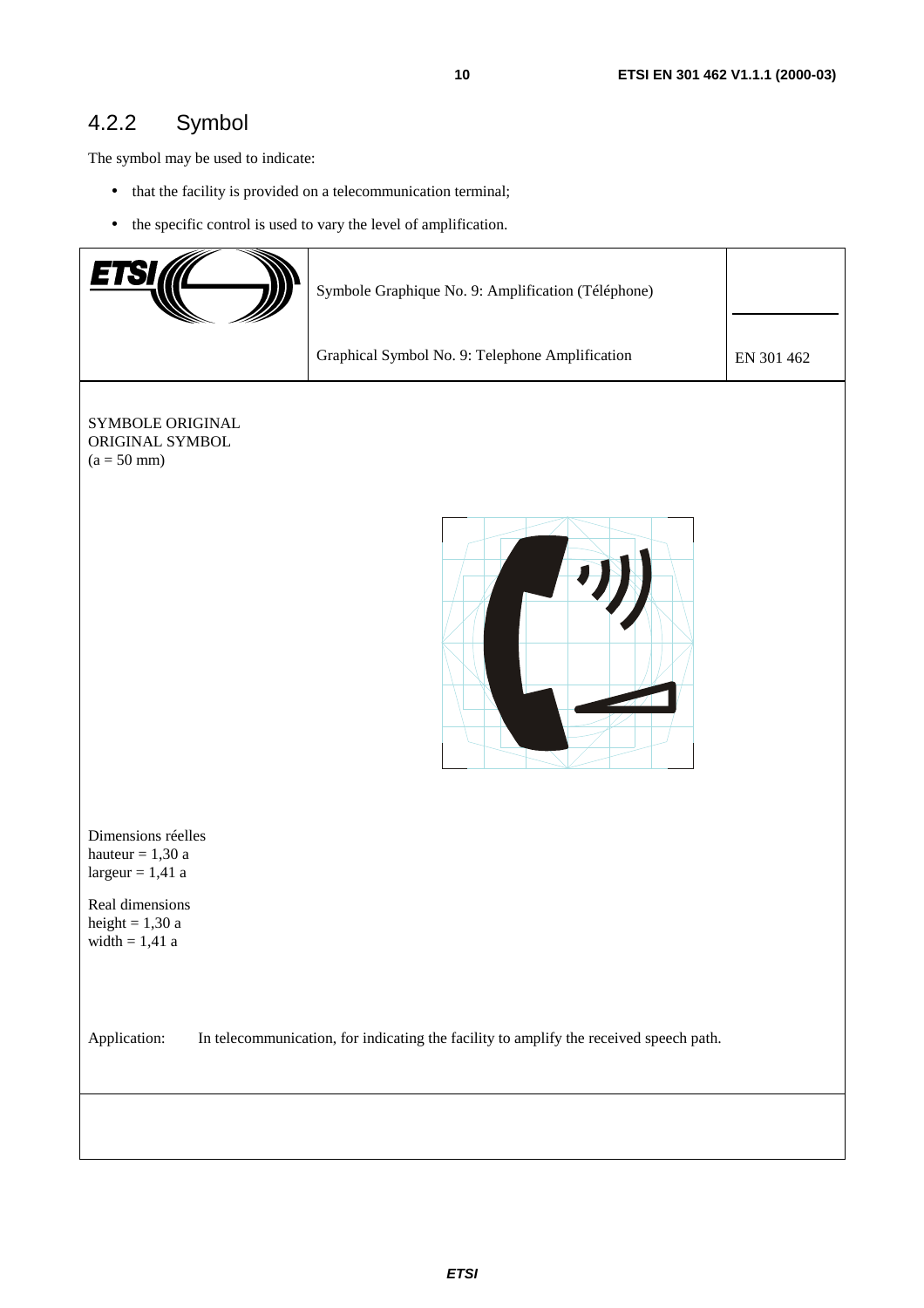### 4.2.2 Symbol

The symbol may be used to indicate:

- that the facility is provided on a telecommunication terminal;
- the specific control is used to vary the level of amplification.

| ETSI | Symbole Graphique No. 9: Amplification (Téléphone) | |
|---|---|---|
| | Graphical Symbol No. 9: Telephone Amplification | EN 301 462 |

SYMBOLE ORIGINAL
ORIGINAL SYMBOL
(a = 50 mm)

Dimensions réelles
hauteur = 1,30 a
largeur = 1,41 a

Real dimensions
height = 1,30 a
width = 1,41 a

Application: In telecommunication, for indicating the facility to amplify the received speech path.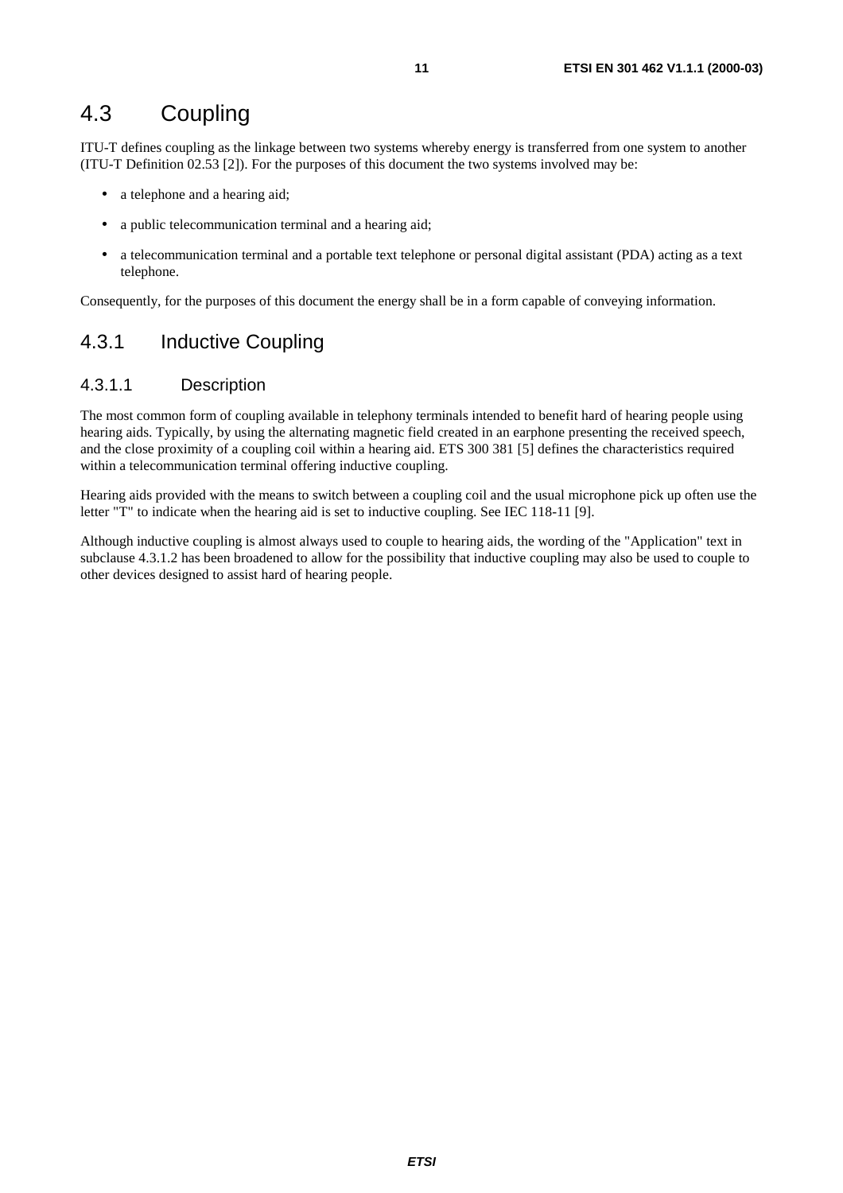## 4.3 Coupling

ITU-T defines coupling as the linkage between two systems whereby energy is transferred from one system to another (ITU-T Definition 02.53 [2]). For the purposes of this document the two systems involved may be:

- a telephone and a hearing aid;
- a public telecommunication terminal and a hearing aid;
- a telecommunication terminal and a portable text telephone or personal digital assistant (PDA) acting as a text telephone.

Consequently, for the purposes of this document the energy shall be in a form capable of conveying information.

### 4.3.1 Inductive Coupling

#### 4.3.1.1 Description

The most common form of coupling available in telephony terminals intended to benefit hard of hearing people using hearing aids. Typically, by using the alternating magnetic field created in an earphone presenting the received speech, and the close proximity of a coupling coil within a hearing aid. ETS 300 381 [5] defines the characteristics required within a telecommunication terminal offering inductive coupling.

Hearing aids provided with the means to switch between a coupling coil and the usual microphone pick up often use the letter "T" to indicate when the hearing aid is set to inductive coupling. See IEC 118-11 [9].

Although inductive coupling is almost always used to couple to hearing aids, the wording of the "Application" text in subclause 4.3.1.2 has been broadened to allow for the possibility that inductive coupling may also be used to couple to other devices designed to assist hard of hearing people.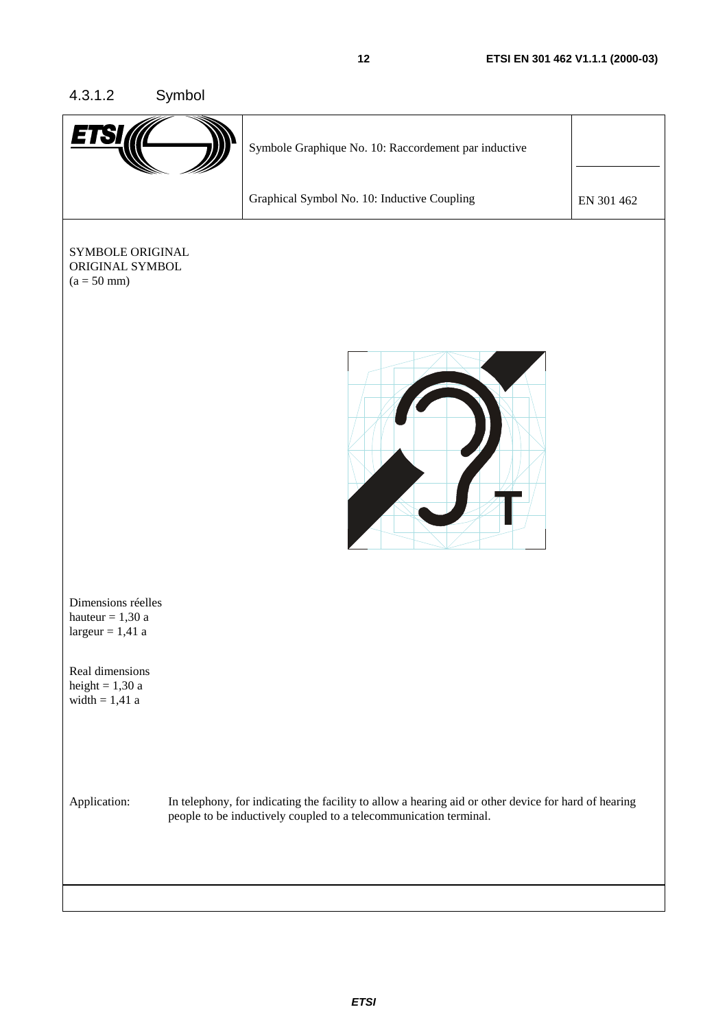#### 4.3.1.2 Symbol

| ETSI | Symbole Graphique No. 10: Raccordement par inductive | |
|---|---|---|
| | Graphical Symbol No. 10: Inductive Coupling | EN 301 462 |

SYMBOLE ORIGINAL
ORIGINAL SYMBOL
(a = 50 mm)

Dimensions réelles
hauteur = 1,30 a
largeur = 1,41 a

Real dimensions
height = 1,30 a
width = 1,41 a

Application: In telephony, for indicating the facility to allow a hearing aid or other device for hard of hearing people to be inductively coupled to a telecommunication terminal.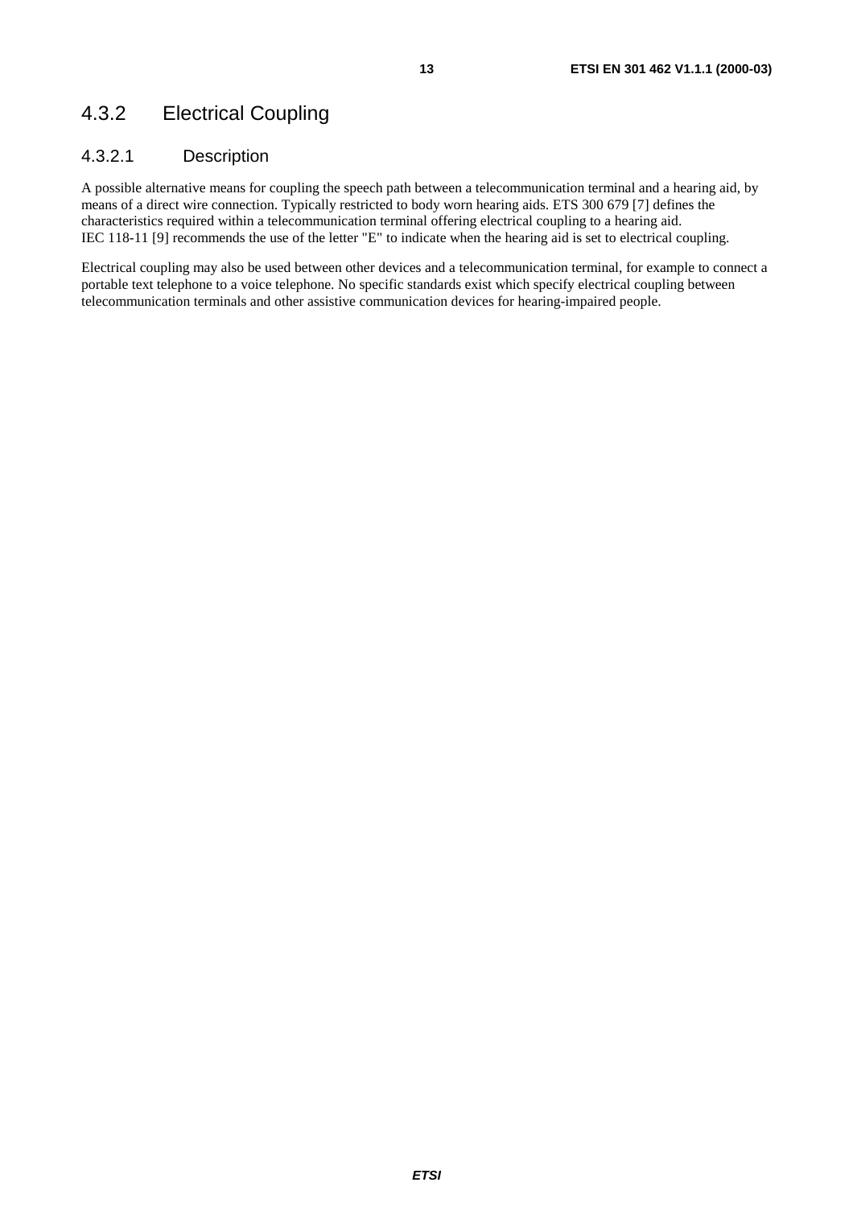## 4.3.2 Electrical Coupling

### 4.3.2.1 Description

A possible alternative means for coupling the speech path between a telecommunication terminal and a hearing aid, by means of a direct wire connection. Typically restricted to body worn hearing aids. ETS 300 679 [7] defines the characteristics required within a telecommunication terminal offering electrical coupling to a hearing aid. IEC 118-11 [9] recommends the use of the letter "E" to indicate when the hearing aid is set to electrical coupling.

Electrical coupling may also be used between other devices and a telecommunication terminal, for example to connect a portable text telephone to a voice telephone. No specific standards exist which specify electrical coupling between telecommunication terminals and other assistive communication devices for hearing-impaired people.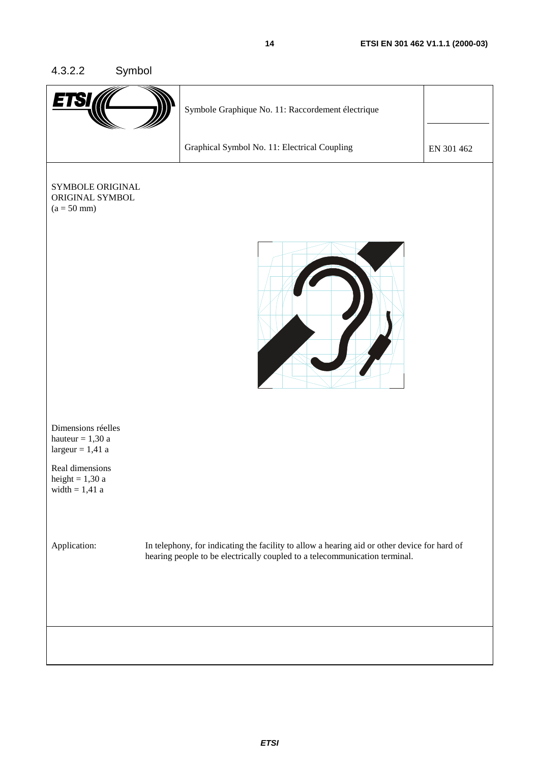## 4.3.2.2 Symbol

| ETSI | Symbole Graphique No. 11: Raccordement électrique<br><br>Graphical Symbol No. 11: Electrical Coupling | EN 301 462 |
|---|---|---|

SYMBOLE ORIGINAL
ORIGINAL SYMBOL
(a = 50 mm)

Dimensions réelles
hauteur = 1,30 a
largeur = 1,41 a

Real dimensions
height = 1,30 a
width = 1,41 a

Application: In telephony, for indicating the facility to allow a hearing aid or other device for hard of hearing people to be electrically coupled to a telecommunication terminal.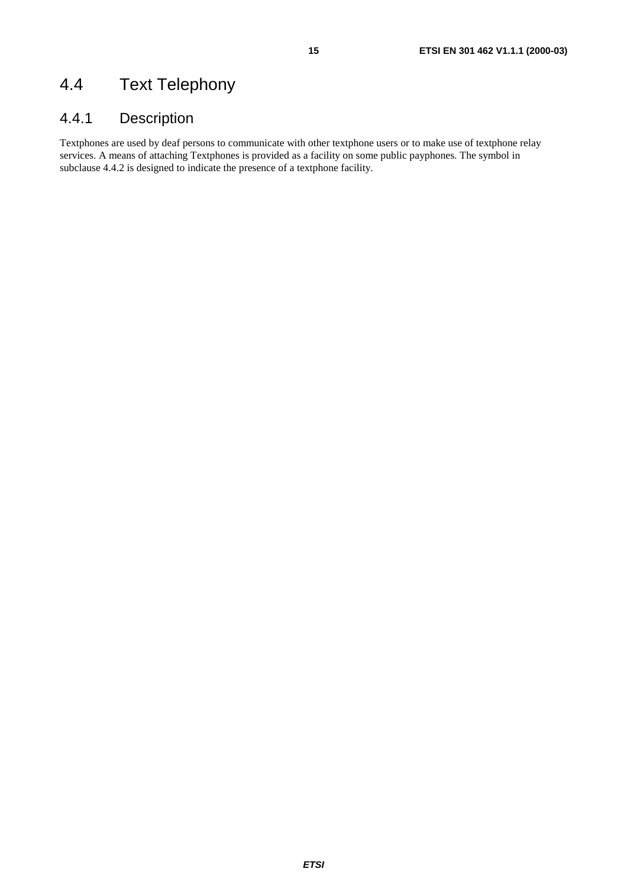## 4.4 Text Telephony

### 4.4.1 Description

Textphones are used by deaf persons to communicate with other textphone users or to make use of textphone relay services. A means of attaching Textphones is provided as a facility on some public payphones. The symbol in subclause 4.4.2 is designed to indicate the presence of a textphone facility.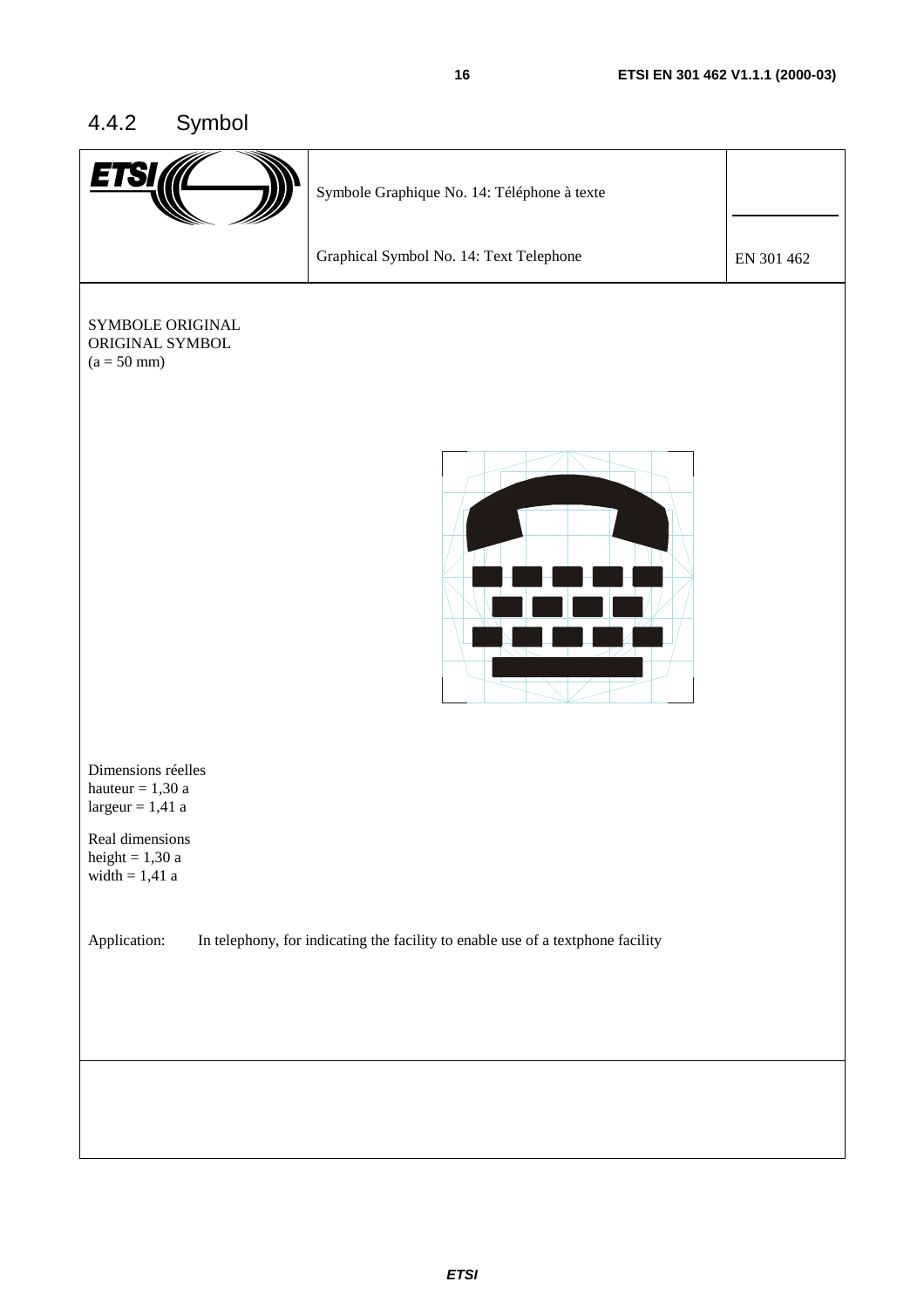## 4.4.2 Symbol

| ETSI | Symbole Graphique No. 14: Téléphone à texte | |
|---|---|---|
| | Graphical Symbol No. 14: Text Telephone | EN 301 462 |

SYMBOLE ORIGINAL
ORIGINAL SYMBOL
(a = 50 mm)

Dimensions réelles
hauteur = 1,30 a
largeur = 1,41 a

Real dimensions
height = 1,30 a
width = 1,41 a

Application: In telephony, for indicating the facility to enable use of a textphone facility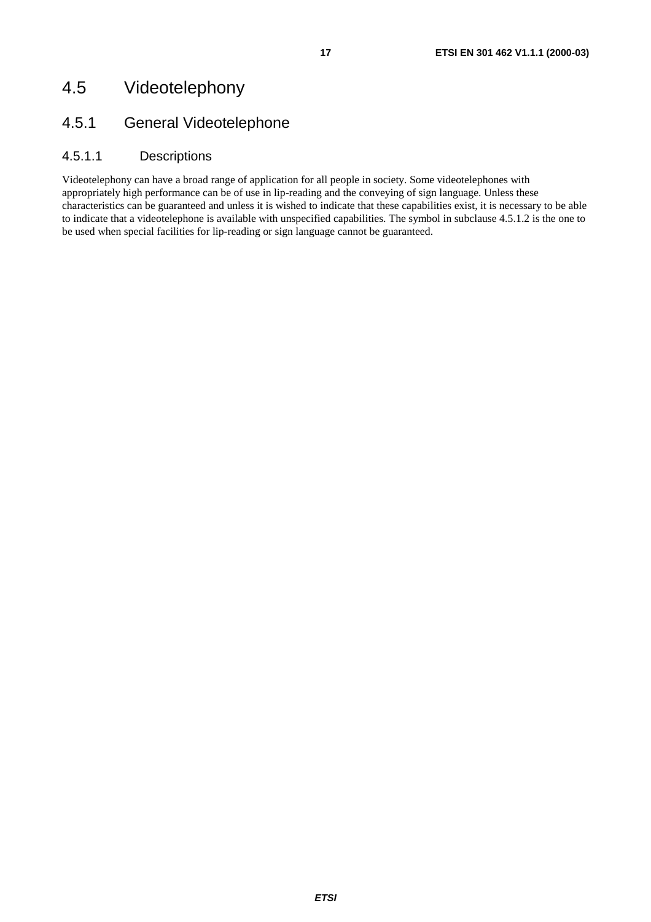# 4.5 Videotelephony

## 4.5.1 General Videotelephone

### 4.5.1.1 Descriptions

Videotelephony can have a broad range of application for all people in society. Some videotelephones with appropriately high performance can be of use in lip-reading and the conveying of sign language. Unless these characteristics can be guaranteed and unless it is wished to indicate that these capabilities exist, it is necessary to be able to indicate that a videotelephone is available with unspecified capabilities. The symbol in subclause 4.5.1.2 is the one to be used when special facilities for lip-reading or sign language cannot be guaranteed.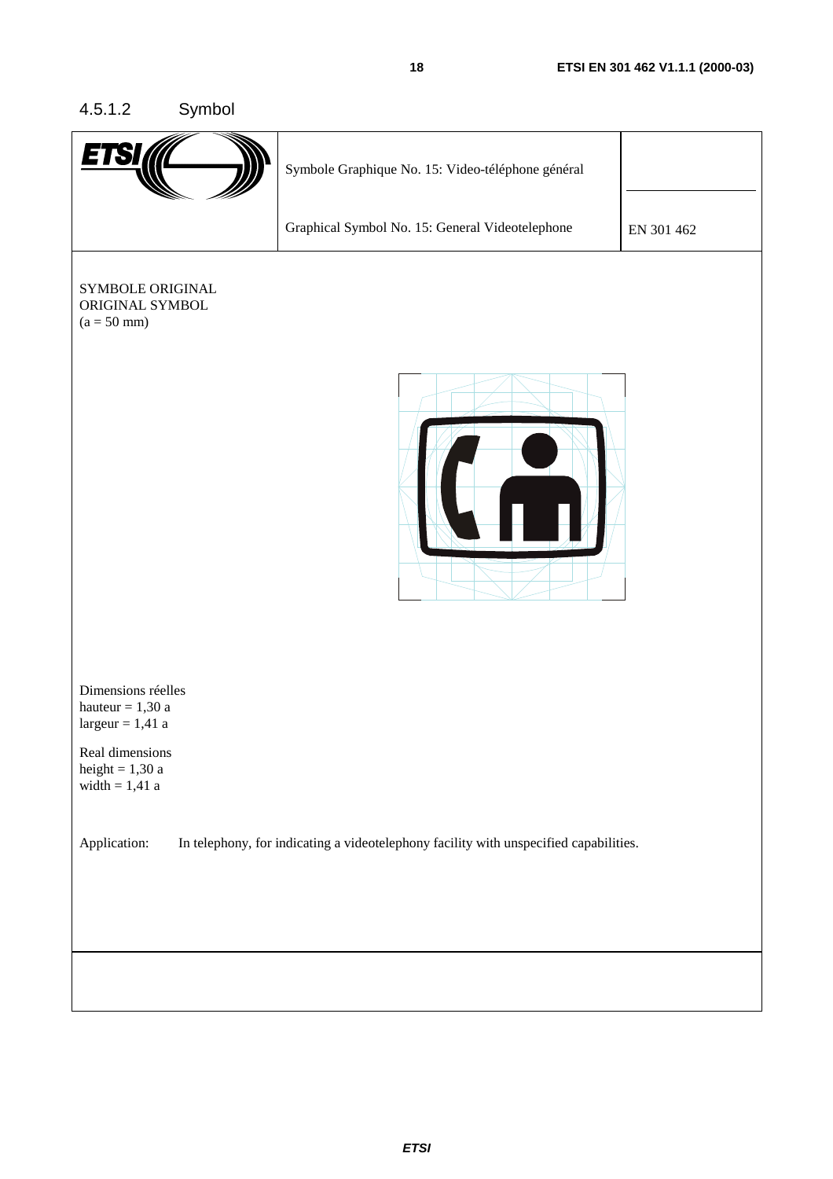#### 4.5.1.2 Symbol

| ETSI | Symbole Graphique No. 15: Video-téléphone général | |
|---|---|---|
| | Graphical Symbol No. 15: General Videotelephone | EN 301 462 |

SYMBOLE ORIGINAL
ORIGINAL SYMBOL
(a = 50 mm)

Dimensions réelles
hauteur = 1,30 a
largeur = 1,41 a

Real dimensions
height = 1,30 a
width = 1,41 a

Application: In telephony, for indicating a videotelephony facility with unspecified capabilities.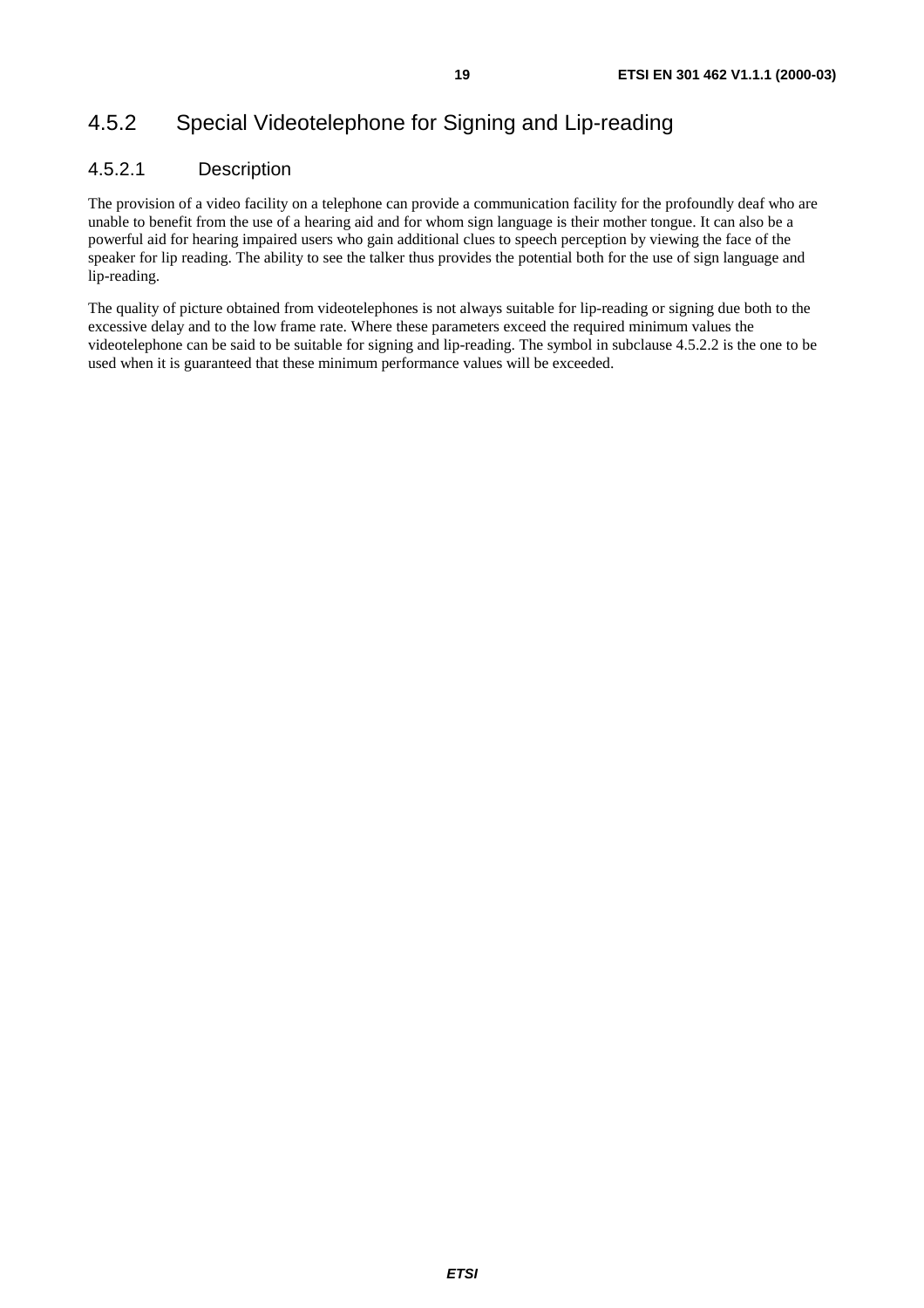## 4.5.2 Special Videotelephone for Signing and Lip-reading

### 4.5.2.1 Description

The provision of a video facility on a telephone can provide a communication facility for the profoundly deaf who are unable to benefit from the use of a hearing aid and for whom sign language is their mother tongue. It can also be a powerful aid for hearing impaired users who gain additional clues to speech perception by viewing the face of the speaker for lip reading. The ability to see the talker thus provides the potential both for the use of sign language and lip-reading.

The quality of picture obtained from videotelephones is not always suitable for lip-reading or signing due both to the excessive delay and to the low frame rate. Where these parameters exceed the required minimum values the videotelephone can be said to be suitable for signing and lip-reading. The symbol in subclause 4.5.2.2 is the one to be used when it is guaranteed that these minimum performance values will be exceeded.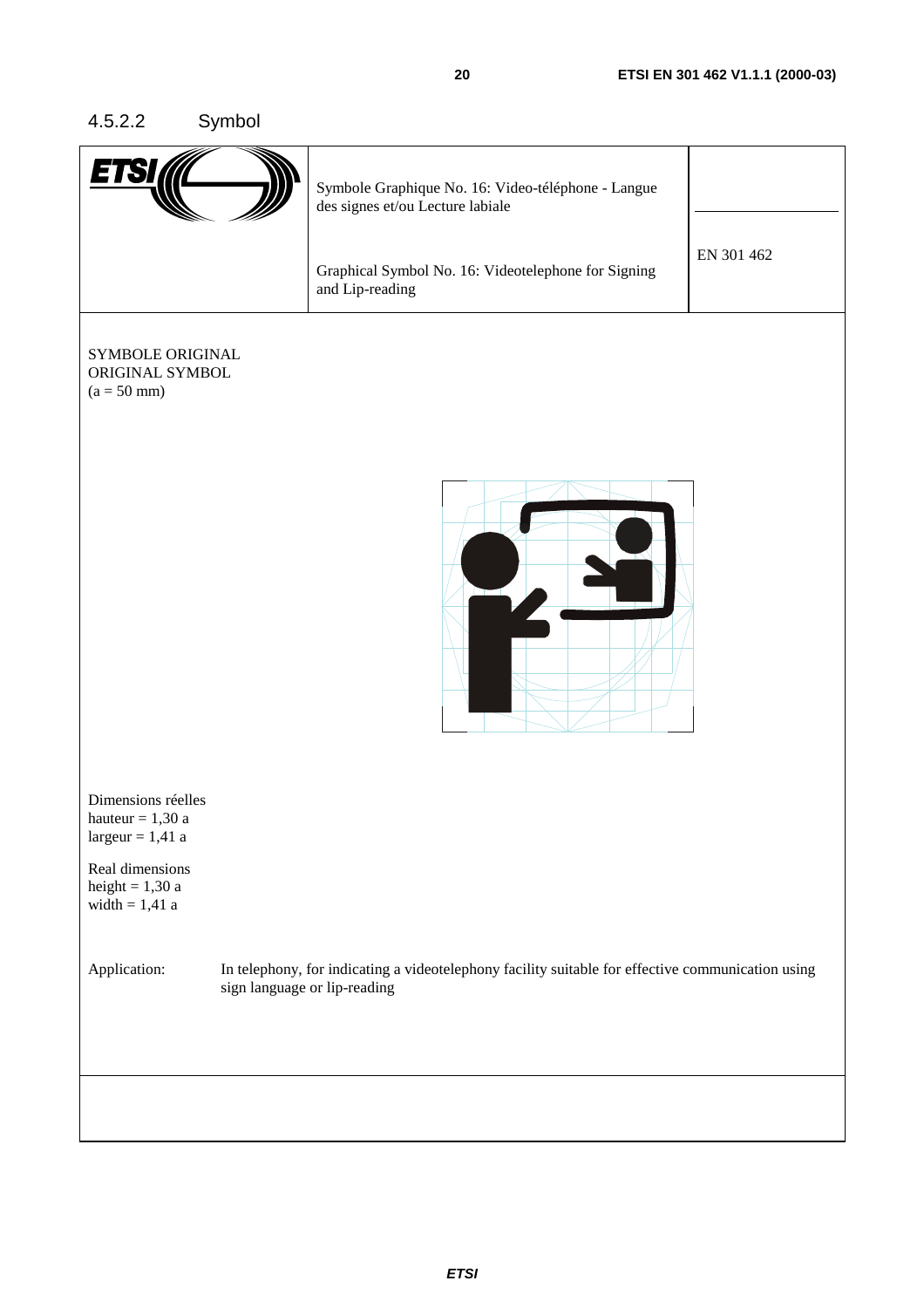## 4.5.2.2 Symbol

| ETSI | Symbole Graphique No. 16: Video-téléphone - Langue des signes et/ou Lecture labiale<br><br>Graphical Symbol No. 16: Videotelephone for Signing and Lip-reading | EN 301 462 |
|---|---|---|

SYMBOLE ORIGINAL
ORIGINAL SYMBOL
(a = 50 mm)

Dimensions réelles
hauteur = 1,30 a
largeur = 1,41 a

Real dimensions
height = 1,30 a
width = 1,41 a

Application: In telephony, for indicating a videotelephony facility suitable for effective communication using sign language or lip-reading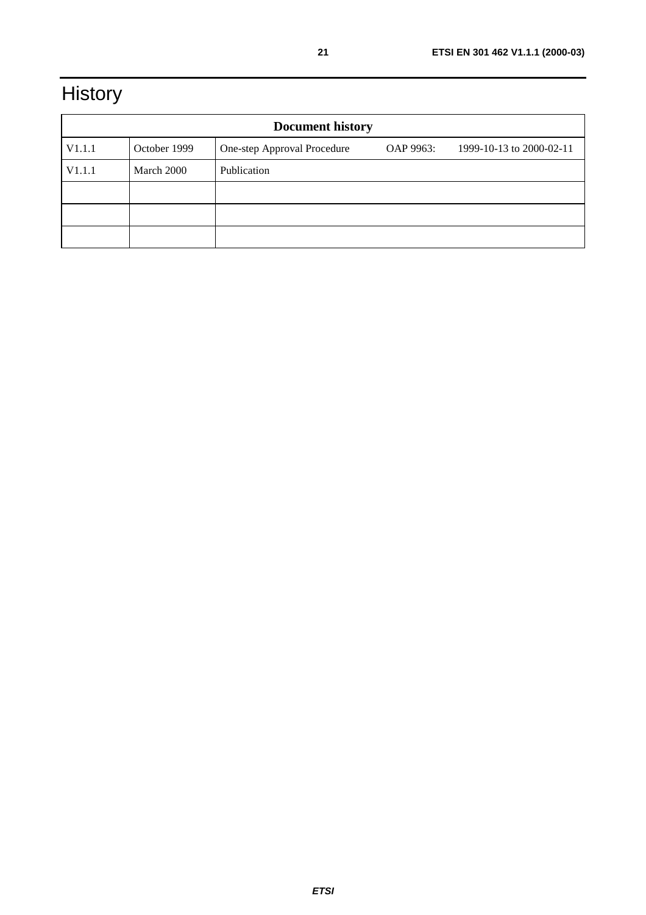# History

| Document history | | |
|---|---|---|
| V1.1.1 | October 1999 | One-step Approval Procedure OAP 9963: 1999-10-13 to 2000-02-11 |
| V1.1.1 | March 2000 | Publication |
| | | |
| | | |
| | | |